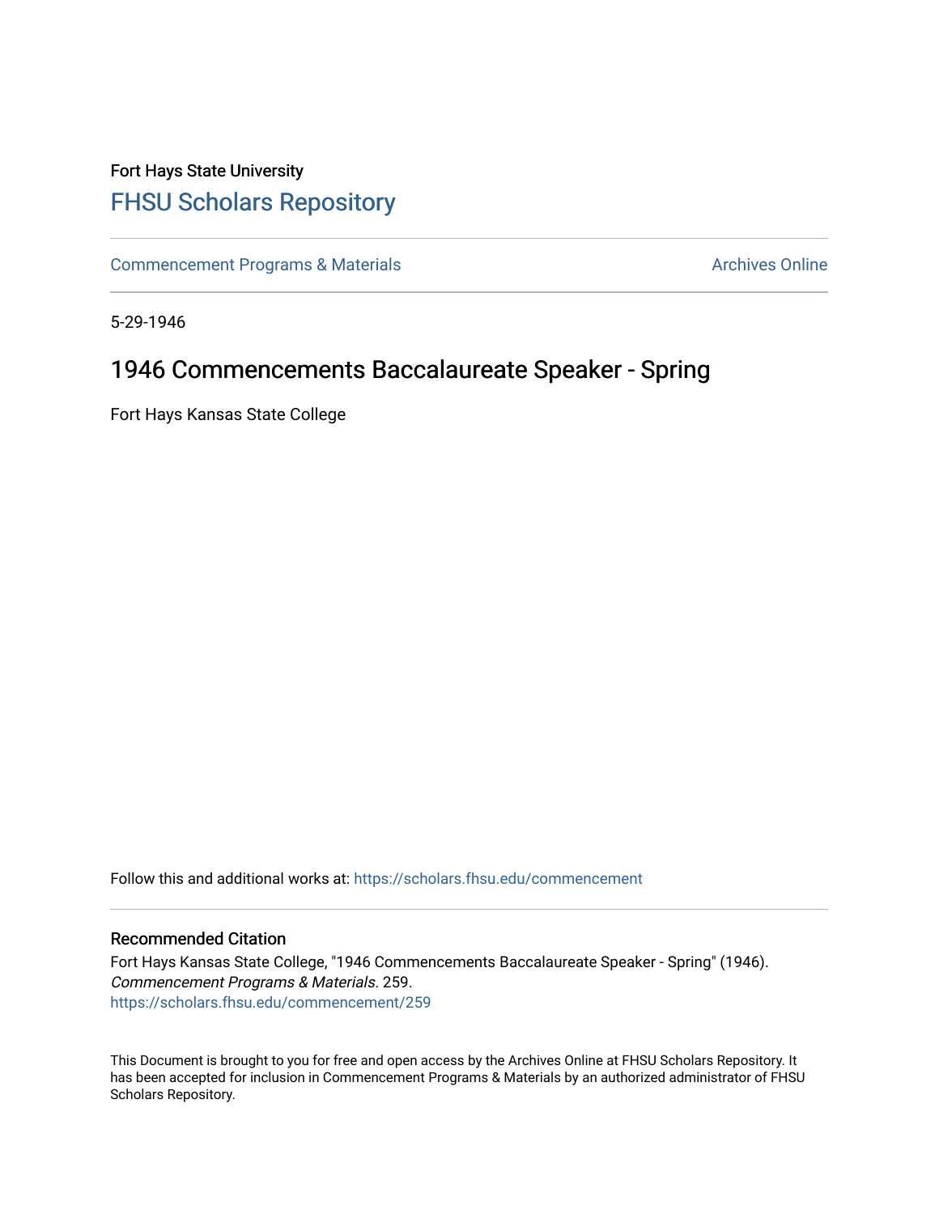Fort Hays State University

# FHSU Scholars Repository

Commencement Programs & Materials

Archives Online

5-29-1946

## 1946 Commencements Baccalaureate Speaker - Spring

Fort Hays Kansas State College

Follow this and additional works at: https://scholars.fhsu.edu/commencement

### Recommended Citation

Fort Hays Kansas State College, "1946 Commencements Baccalaureate Speaker - Spring" (1946). *Commencement Programs & Materials*. 259.
https://scholars.fhsu.edu/commencement/259

This Document is brought to you for free and open access by the Archives Online at FHSU Scholars Repository. It has been accepted for inclusion in Commencement Programs & Materials by an authorized administrator of FHSU Scholars Repository.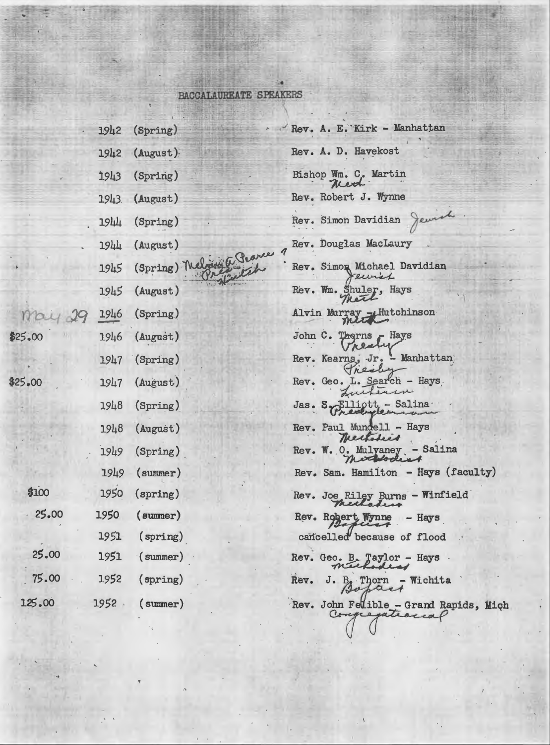# BACCALAUREATE SPEAKERS

| | | | |
|---|---|---|---|
| | 1942 | (Spring) | Rev. A. E. Kirk - Manhattan |
| | 1942 | (August) | Rev. A. D. Havekost |
| | 1943 | (Spring) | Bishop Wm. C. Martin *Meth* |
| | 1943 | (August) | Rev. Robert J. Wynne |
| | 1944 | (Spring) | Rev. Simon Davidian *Jewish* |
| | 1944 | (August) | Rev. Douglas MacLaury |
| | 1945 | (Spring) *Melvin A. Pearce ? Pres. Hutch* | Rev. Simon Michael Davidian *Jewish* |
| | 1945 | (August) | Rev. Wm. Shuler, Hays *Meth* |
| *May 29* | 1946 | (Spring) | Alvin Murray - Hutchinson *Meth* |
| $25.00 | 1946 | (August) | John C. Thorns - Hays *Presby* |
| | 1947 | (Spring) | Rev. Kearns, Jr. - Manhattan *Presby* |
| $25.00 | 1947 | (August) | Rev. Geo. L. Search - Hays *Lutheran* |
| | 1948 | (Spring) | Jas. S. Elliott - Salina *Presbyterian* |
| | 1948 | (August) | Rev. Paul Mundell - Hays *Methodist* |
| | 1949 | (Spring) | Rev. W. O. Mulvaney - Salina *Methodist* |
| | 1949 | (summer) | Rev. Sam. Hamilton - Hays (faculty) |
| $100 | 1950 | (spring) | Rev. Joe Riley Burns - Winfield *Methodist* |
| 25.00 | 1950 | (summer) | Rev. Robert Wynne - Hays *Baptist* |
| | 1951 | (spring) | cancelled because of flood |
| 25.00 | 1951 | (summer) | Rev. Geo. B. Taylor - Hays *Methodist* |
| 75.00 | 1952 | (spring) | Rev. J. B. Thorn - Wichita *Baptist* |
| 125.00 | 1952 | (summer) | Rev. John Feltible - Grand Rapids, Mich *Congregational* |